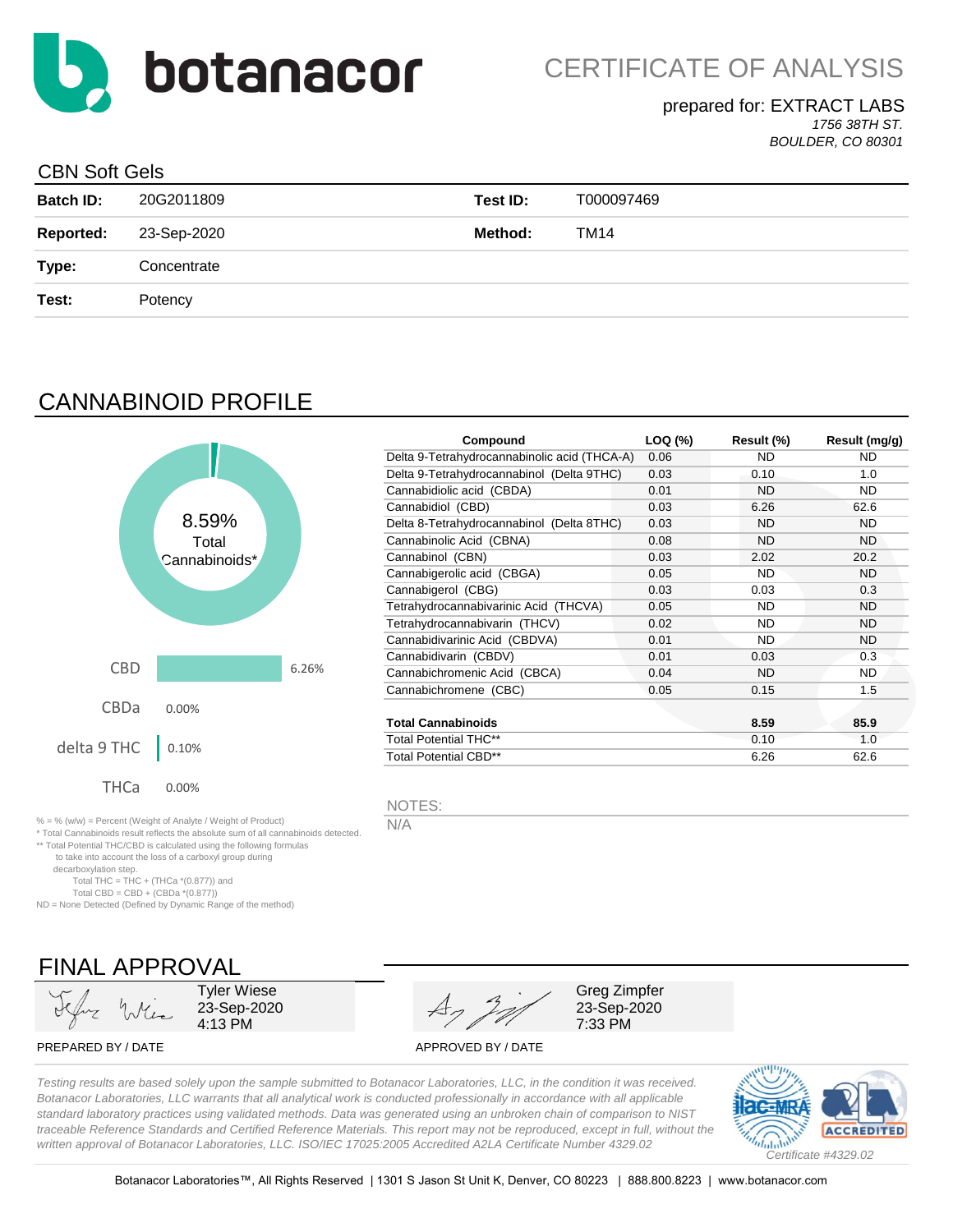botanacor

# CERTIFICATE OF ANALYSIS

prepared for: EXTRACT LABS
*1756 38TH ST.*
*BOULDER, CO 80301*

## CBN Soft Gels

| | | | |
|---|---|---|---|
| **Batch ID:** | 20G2011809 | **Test ID:** | T000097469 |
| **Reported:** | 23-Sep-2020 | **Method:** | TM14 |
| **Type:** | Concentrate | | |
| **Test:** | Potency | | |

## CANNABINOID PROFILE

8.59%
Total
Cannabinoids*

| | |
|---|---|
| CBD | 6.26% |
| CBDa | 0.00% |
| delta 9 THC | 0.10% |
| THCa | 0.00% |

| Compound | LOQ (%) | Result (%) | Result (mg/g) |
|---|---|---|---|
| Delta 9-Tetrahydrocannabinolic acid (THCA-A) | 0.06 | ND | ND |
| Delta 9-Tetrahydrocannabinol (Delta 9THC) | 0.03 | 0.10 | 1.0 |
| Cannabidiolic acid (CBDA) | 0.01 | ND | ND |
| Cannabidiol (CBD) | 0.03 | 6.26 | 62.6 |
| Delta 8-Tetrahydrocannabinol (Delta 8THC) | 0.03 | ND | ND |
| Cannabinolic Acid (CBNA) | 0.08 | ND | ND |
| Cannabinol (CBN) | 0.03 | 2.02 | 20.2 |
| Cannabigerolic acid (CBGA) | 0.05 | ND | ND |
| Cannabigerol (CBG) | 0.03 | 0.03 | 0.3 |
| Tetrahydrocannabivarinic Acid (THCVA) | 0.05 | ND | ND |
| Tetrahydrocannabivarin (THCV) | 0.02 | ND | ND |
| Cannabidivarinic Acid (CBDVA) | 0.01 | ND | ND |
| Cannabidivarin (CBDV) | 0.01 | 0.03 | 0.3 |
| Cannabichromenic Acid (CBCA) | 0.04 | ND | ND |
| Cannabichromene (CBC) | 0.05 | 0.15 | 1.5 |
| **Total Cannabinoids** | | **8.59** | **85.9** |
| Total Potential THC** | | 0.10 | 1.0 |
| Total Potential CBD** | | 6.26 | 62.6 |

% = % (w/w) = Percent (Weight of Analyte / Weight of Product)
* Total Cannabinoids result reflects the absolute sum of all cannabinoids detected.
** Total Potential THC/CBD is calculated using the following formulas to take into account the loss of a carboxyl group during decarboxylation step.
Total THC = THC + (THCa *(0.877)) and
Total CBD = CBD + (CBDa *(0.877))
ND = None Detected (Defined by Dynamic Range of the method)

NOTES:
N/A

## FINAL APPROVAL

Tyler Wiese
23-Sep-2020
4:13 PM

PREPARED BY / DATE

Greg Zimpfer
23-Sep-2020
7:33 PM

APPROVED BY / DATE

*Testing results are based solely upon the sample submitted to Botanacor Laboratories, LLC, in the condition it was received. Botanacor Laboratories, LLC warrants that all analytical work is conducted professionally in accordance with all applicable standard laboratory practices using validated methods. Data was generated using an unbroken chain of comparison to NIST traceable Reference Standards and Certified Reference Materials. This report may not be reproduced, except in full, without the written approval of Botanacor Laboratories, LLC. ISO/IEC 17025:2005 Accredited A2LA Certificate Number 4329.02*

*Certificate #4329.02*

Botanacor Laboratories™, All Rights Reserved | 1301 S Jason St Unit K, Denver, CO 80223 | 888.800.8223 | www.botanacor.com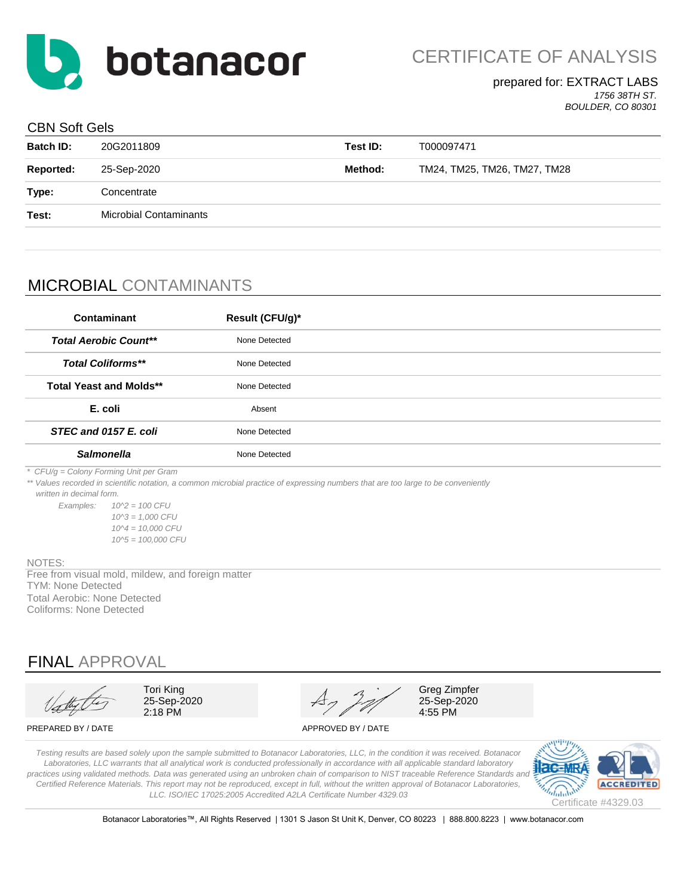# botanacor

## CERTIFICATE OF ANALYSIS

prepared for: EXTRACT LABS
*1756 38TH ST.*
*BOULDER, CO 80301*

### CBN Soft Gels

| | | | |
|---|---|---|---|
| **Batch ID:** | 20G2011809 | **Test ID:** | T000097471 |
| **Reported:** | 25-Sep-2020 | **Method:** | TM24, TM25, TM26, TM27, TM28 |
| **Type:** | Concentrate | | |
| **Test:** | Microbial Contaminants | | |

## MICROBIAL CONTAMINANTS

| Contaminant | Result (CFU/g)* |
|---|---|
| ***Total Aerobic Count**** | None Detected |
| ***Total Coliforms**** | None Detected |
| **Total Yeast and Molds**** | None Detected |
| **E. coli** | Absent |
| ***STEC and 0157 E. coli*** | None Detected |
| ***Salmonella*** | None Detected |

*\* CFU/g = Colony Forming Unit per Gram*

*\*\* Values recorded in scientific notation, a common microbial practice of expressing numbers that are too large to be conveniently written in decimal form.*

*Examples:*
*10^2 = 100 CFU*
*10^3 = 1,000 CFU*
*10^4 = 10,000 CFU*
*10^5 = 100,000 CFU*

NOTES:
Free from visual mold, mildew, and foreign matter
TYM: None Detected
Total Aerobic: None Detected
Coliforms: None Detected

## FINAL APPROVAL

| PREPARED BY / DATE | APPROVED BY / DATE |
|---|---|
| Tori King<br>25-Sep-2020<br>2:18 PM | Greg Zimpfer<br>25-Sep-2020<br>4:55 PM |

*Testing results are based solely upon the sample submitted to Botanacor Laboratories, LLC, in the condition it was received. Botanacor Laboratories, LLC warrants that all analytical work is conducted professionally in accordance with all applicable standard laboratory practices using validated methods. Data was generated using an unbroken chain of comparison to NIST traceable Reference Standards and Certified Reference Materials. This report may not be reproduced, except in full, without the written approval of Botanacor Laboratories, LLC. ISO/IEC 17025:2005 Accredited A2LA Certificate Number 4329.03*

ilac-MRA A2LA ACCREDITED Certificate #4329.03

Botanacor Laboratories™, All Rights Reserved | 1301 S Jason St Unit K, Denver, CO 80223 | 888.800.8223 | www.botanacor.com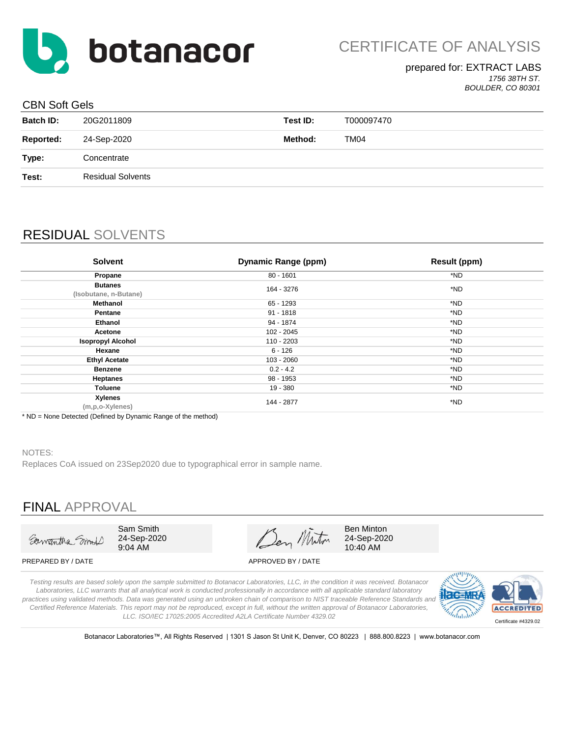# botanacor

# CERTIFICATE OF ANALYSIS

prepared for: EXTRACT LABS
*1756 38TH ST.*
*BOULDER, CO 80301*

## CBN Soft Gels

| | | | |
|---|---|---|---|
| **Batch ID:** | 20G2011809 | **Test ID:** | T000097470 |
| **Reported:** | 24-Sep-2020 | **Method:** | TM04 |
| **Type:** | Concentrate | | |
| **Test:** | Residual Solvents | | |

## RESIDUAL SOLVENTS

| Solvent | Dynamic Range (ppm) | Result (ppm) |
|---|---|---|
| **Propane** | 80 - 1601 | *ND |
| **Butanes** (Isobutane, n-Butane) | 164 - 3276 | *ND |
| **Methanol** | 65 - 1293 | *ND |
| **Pentane** | 91 - 1818 | *ND |
| **Ethanol** | 94 - 1874 | *ND |
| **Acetone** | 102 - 2045 | *ND |
| **Isopropyl Alcohol** | 110 - 2203 | *ND |
| **Hexane** | 6 - 126 | *ND |
| **Ethyl Acetate** | 103 - 2060 | *ND |
| **Benzene** | 0.2 - 4.2 | *ND |
| **Heptanes** | 98 - 1953 | *ND |
| **Toluene** | 19 - 380 | *ND |
| **Xylenes** (m,p,o-Xylenes) | 144 - 2877 | *ND |

* ND = None Detected (Defined by Dynamic Range of the method)

NOTES:
Replaces CoA issued on 23Sep2020 due to typographical error in sample name.

## FINAL APPROVAL

Sam Smith
24-Sep-2020
9:04 AM

PREPARED BY / DATE

Ben Minton
24-Sep-2020
10:40 AM

APPROVED BY / DATE

*Testing results are based solely upon the sample submitted to Botanacor Laboratories, LLC, in the condition it was received. Botanacor Laboratories, LLC warrants that all analytical work is conducted professionally in accordance with all applicable standard laboratory practices using validated methods. Data was generated using an unbroken chain of comparison to NIST traceable Reference Standards and Certified Reference Materials. This report may not be reproduced, except in full, without the written approval of Botanacor Laboratories, LLC. ISO/IEC 17025:2005 Accredited A2LA Certificate Number 4329.02*

ilac-MRA A2LA ACCREDITED
Certificate #4329.02

Botanacor Laboratories™, All Rights Reserved | 1301 S Jason St Unit K, Denver, CO 80223 | 888.800.8223 | www.botanacor.com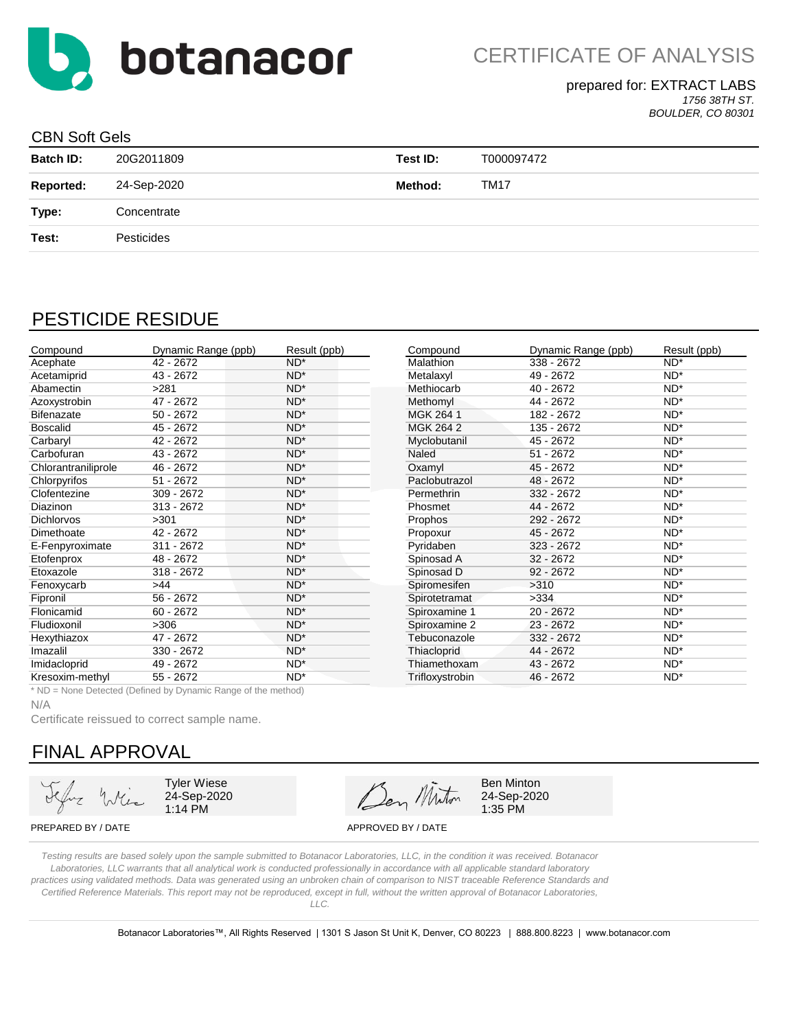# botanacor

## CERTIFICATE OF ANALYSIS

prepared for: EXTRACT LABS
*1756 38TH ST.*
*BOULDER, CO 80301*

### CBN Soft Gels

| **Batch ID:** | 20G2011809 | **Test ID:** | T000097472 |
|---|---|---|---|
| **Reported:** | 24-Sep-2020 | **Method:** | TM17 |
| **Type:** | Concentrate | | |
| **Test:** | Pesticides | | |

## PESTICIDE RESIDUE

| Compound | Dynamic Range (ppb) | Result (ppb) |
|---|---|---|
| Acephate | 42 - 2672 | ND* |
| Acetamiprid | 43 - 2672 | ND* |
| Abamectin | >281 | ND* |
| Azoxystrobin | 47 - 2672 | ND* |
| Bifenazate | 50 - 2672 | ND* |
| Boscalid | 45 - 2672 | ND* |
| Carbaryl | 42 - 2672 | ND* |
| Carbofuran | 43 - 2672 | ND* |
| Chlorantraniliprole | 46 - 2672 | ND* |
| Chlorpyrifos | 51 - 2672 | ND* |
| Clofentezine | 309 - 2672 | ND* |
| Diazinon | 313 - 2672 | ND* |
| Dichlorvos | >301 | ND* |
| Dimethoate | 42 - 2672 | ND* |
| E-Fenpyroximate | 311 - 2672 | ND* |
| Etofenprox | 48 - 2672 | ND* |
| Etoxazole | 318 - 2672 | ND* |
| Fenoxycarb | >44 | ND* |
| Fipronil | 56 - 2672 | ND* |
| Flonicamid | 60 - 2672 | ND* |
| Fludioxonil | >306 | ND* |
| Hexythiazox | 47 - 2672 | ND* |
| Imazalil | 330 - 2672 | ND* |
| Imidacloprid | 49 - 2672 | ND* |
| Kresoxim-methyl | 55 - 2672 | ND* |
| Malathion | 338 - 2672 | ND* |
| Metalaxyl | 49 - 2672 | ND* |
| Methiocarb | 40 - 2672 | ND* |
| Methomyl | 44 - 2672 | ND* |
| MGK 264 1 | 182 - 2672 | ND* |
| MGK 264 2 | 135 - 2672 | ND* |
| Myclobutanil | 45 - 2672 | ND* |
| Naled | 51 - 2672 | ND* |
| Oxamyl | 45 - 2672 | ND* |
| Paclobutrazol | 48 - 2672 | ND* |
| Permethrin | 332 - 2672 | ND* |
| Phosmet | 44 - 2672 | ND* |
| Prophos | 292 - 2672 | ND* |
| Propoxur | 45 - 2672 | ND* |
| Pyridaben | 323 - 2672 | ND* |
| Spinosad A | 32 - 2672 | ND* |
| Spinosad D | 92 - 2672 | ND* |
| Spiromesifen | >310 | ND* |
| Spirotetramat | >334 | ND* |
| Spiroxamine 1 | 20 - 2672 | ND* |
| Spiroxamine 2 | 23 - 2672 | ND* |
| Tebuconazole | 332 - 2672 | ND* |
| Thiacloprid | 44 - 2672 | ND* |
| Thiamethoxam | 43 - 2672 | ND* |
| Trifloxystrobin | 46 - 2672 | ND* |

* ND = None Detected (Defined by Dynamic Range of the method)

N/A

Certificate reissued to correct sample name.

## FINAL APPROVAL

| Tyler Wiese<br>24-Sep-2020<br>1:14 PM | Ben Minton<br>24-Sep-2020<br>1:35 PM |
|---|---|
| PREPARED BY / DATE | APPROVED BY / DATE |

*Testing results are based solely upon the sample submitted to Botanacor Laboratories, LLC, in the condition it was received. Botanacor Laboratories, LLC warrants that all analytical work is conducted professionally in accordance with all applicable standard laboratory practices using validated methods. Data was generated using an unbroken chain of comparison to NIST traceable Reference Standards and Certified Reference Materials. This report may not be reproduced, except in full, without the written approval of Botanacor Laboratories, LLC.*

Botanacor Laboratories™, All Rights Reserved | 1301 S Jason St Unit K, Denver, CO 80223 | 888.800.8223 | www.botanacor.com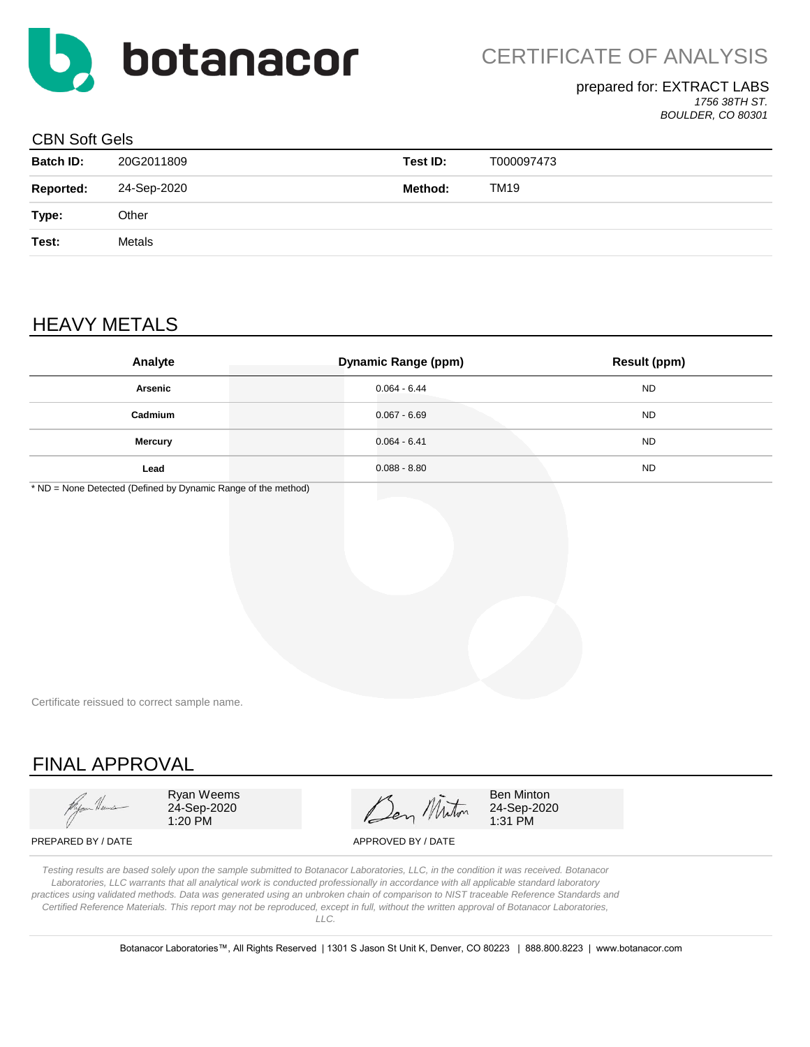**botanacor**

# CERTIFICATE OF ANALYSIS

prepared for: EXTRACT LABS
*1756 38TH ST.*
*BOULDER, CO 80301*

## CBN Soft Gels

| | | | |
|---|---|---|---|
| **Batch ID:** | 20G2011809 | **Test ID:** | T000097473 |
| **Reported:** | 24-Sep-2020 | **Method:** | TM19 |
| **Type:** | Other | | |
| **Test:** | Metals | | |

## HEAVY METALS

| Analyte | Dynamic Range (ppm) | Result (ppm) |
|---|---|---|
| **Arsenic** | 0.064 - 6.44 | ND |
| **Cadmium** | 0.067 - 6.69 | ND |
| **Mercury** | 0.064 - 6.41 | ND |
| **Lead** | 0.088 - 8.80 | ND |

* ND = None Detected (Defined by Dynamic Range of the method)

Certificate reissued to correct sample name.

## FINAL APPROVAL

Ryan Weems
24-Sep-2020
1:20 PM

PREPARED BY / DATE

Ben Minton
24-Sep-2020
1:31 PM

APPROVED BY / DATE

*Testing results are based solely upon the sample submitted to Botanacor Laboratories, LLC, in the condition it was received. Botanacor Laboratories, LLC warrants that all analytical work is conducted professionally in accordance with all applicable standard laboratory practices using validated methods. Data was generated using an unbroken chain of comparison to NIST traceable Reference Standards and Certified Reference Materials. This report may not be reproduced, except in full, without the written approval of Botanacor Laboratories, LLC.*

Botanacor Laboratories™, All Rights Reserved | 1301 S Jason St Unit K, Denver, CO 80223 | 888.800.8223 | www.botanacor.com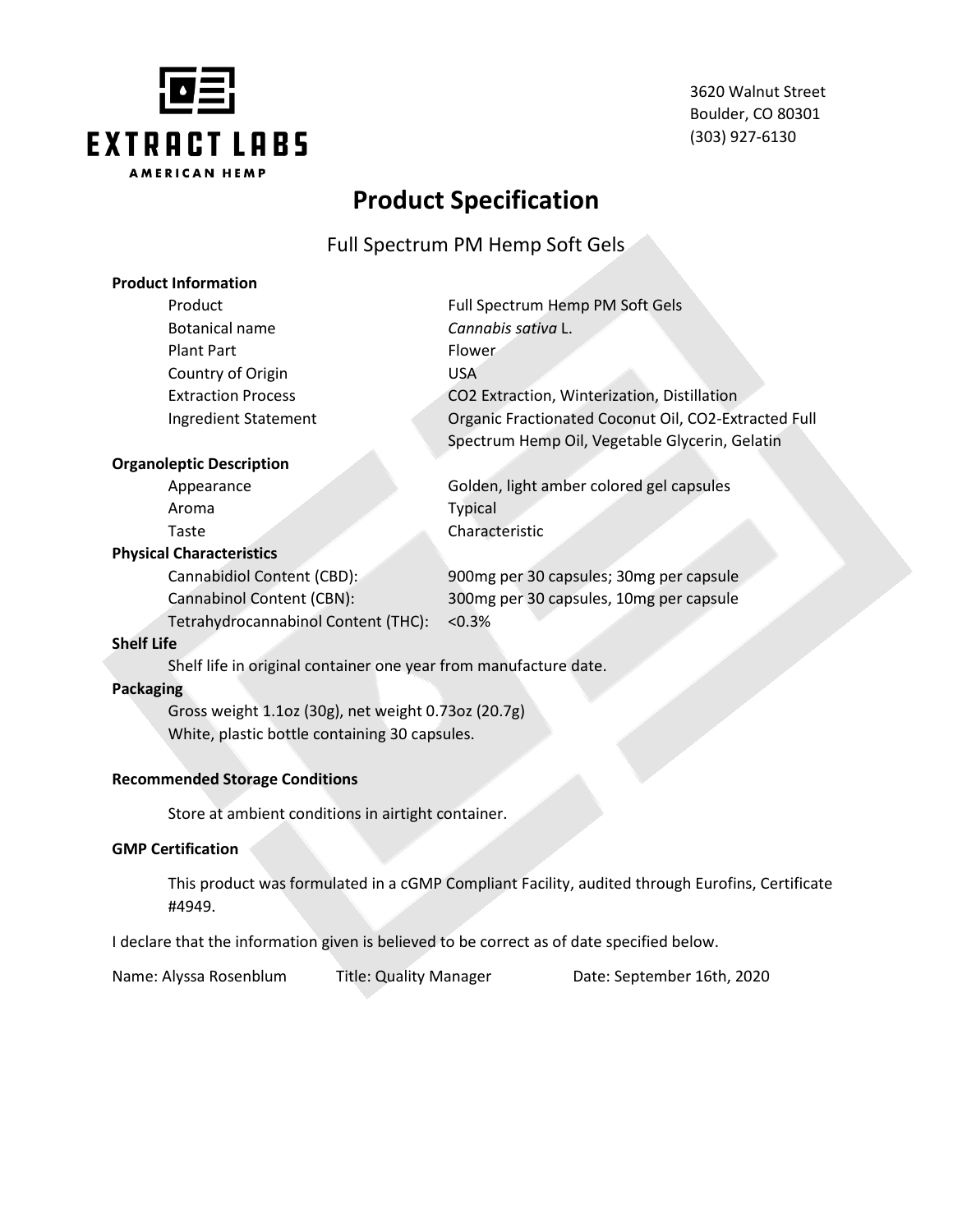EXTRACT LABS

AMERICAN HEMP

3620 Walnut Street
Boulder, CO 80301
(303) 927-6130

# Product Specification

Full Spectrum PM Hemp Soft Gels

**Product Information**

| | |
|---|---|
| Product | Full Spectrum Hemp PM Soft Gels |
| Botanical name | *Cannabis sativa* L. |
| Plant Part | Flower |
| Country of Origin | USA |
| Extraction Process | $CO_2$ Extraction, Winterization, Distillation |
| Ingredient Statement | Organic Fractionated Coconut Oil, $CO_2$-Extracted Full Spectrum Hemp Oil, Vegetable Glycerin, Gelatin |

**Organoleptic Description**

| | |
|---|---|
| Appearance | Golden, light amber colored gel capsules |
| Aroma | Typical |
| Taste | Characteristic |

**Physical Characteristics**

| | |
|---|---|
| Cannabidiol Content (CBD): | 900mg per 30 capsules; 30mg per capsule |
| Cannabinol Content (CBN): | 300mg per 30 capsules, 10mg per capsule |
| Tetrahydrocannabinol Content (THC): | <0.3% |

**Shelf Life**

Shelf life in original container one year from manufacture date.

**Packaging**

Gross weight 1.1oz (30g), net weight 0.73oz (20.7g)
White, plastic bottle containing 30 capsules.

**Recommended Storage Conditions**

Store at ambient conditions in airtight container.

**GMP Certification**

This product was formulated in a cGMP Compliant Facility, audited through Eurofins, Certificate #4949.

I declare that the information given is believed to be correct as of date specified below.

Name: Alyssa Rosenblum Title: Quality Manager Date: September 16th, 2020